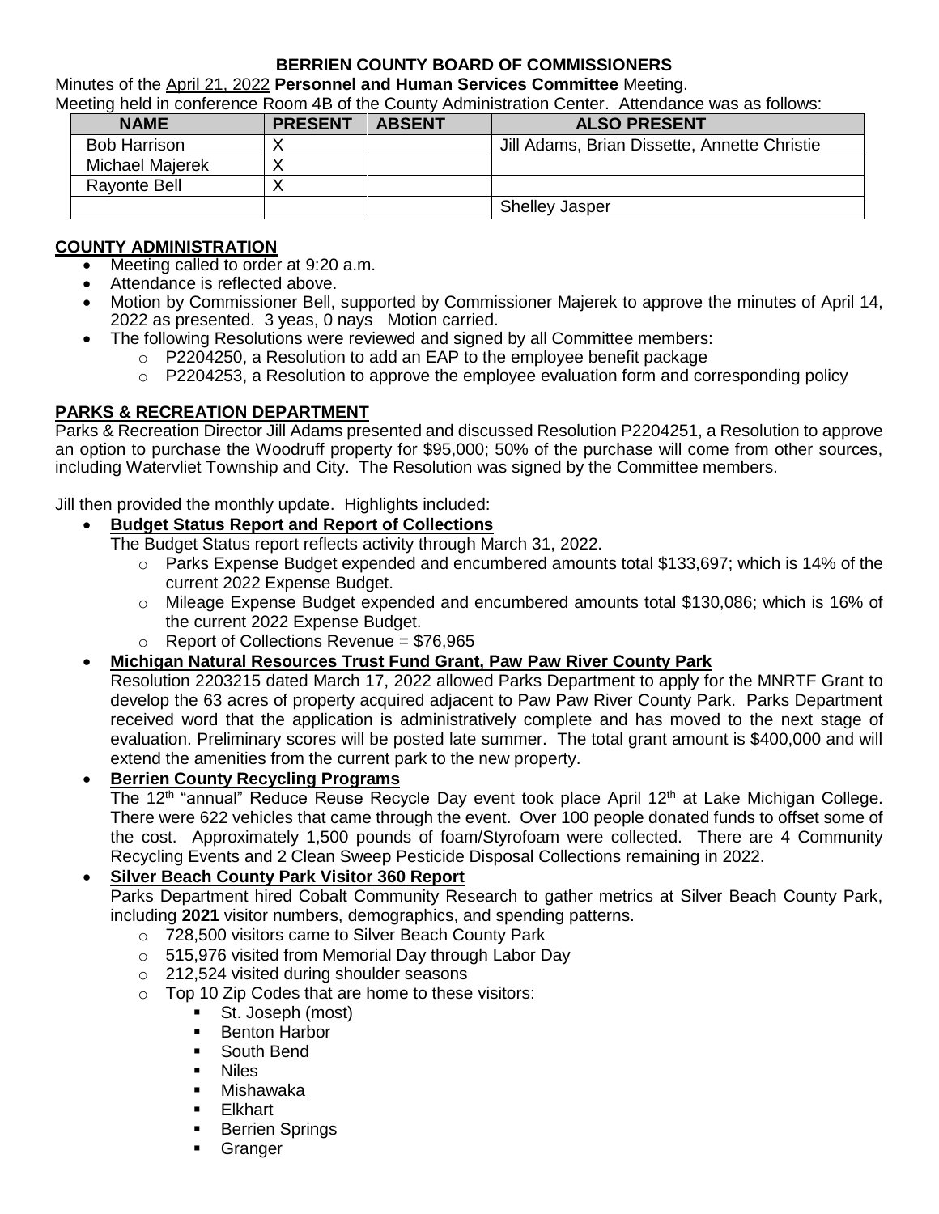**BERRIEN COUNTY BOARD OF COMMISSIONERS**

Minutes of the April 21, 2022 **Personnel and Human Services Committee** Meeting.

Meeting held in conference Room 4B of the County Administration Center. Attendance was as follows:

| NAME | PRESENT | ABSENT | ALSO PRESENT |
|---|---|---|---|
| Bob Harrison | X | | Jill Adams, Brian Dissette, Annette Christie |
| Michael Majerek | X | | |
| Rayonte Bell | X | | |
| | | | Shelley Jasper |

## COUNTY ADMINISTRATION

- Meeting called to order at 9:20 a.m.
- Attendance is reflected above.
- Motion by Commissioner Bell, supported by Commissioner Majerek to approve the minutes of April 14, 2022 as presented. 3 yeas, 0 nays Motion carried.
- The following Resolutions were reviewed and signed by all Committee members:
  - P2204250, a Resolution to add an EAP to the employee benefit package
  - P2204253, a Resolution to approve the employee evaluation form and corresponding policy

## PARKS & RECREATION DEPARTMENT

Parks & Recreation Director Jill Adams presented and discussed Resolution P2204251, a Resolution to approve an option to purchase the Woodruff property for $95,000; 50% of the purchase will come from other sources, including Watervliet Township and City. The Resolution was signed by the Committee members.

Jill then provided the monthly update. Highlights included:

- **Budget Status Report and Report of Collections**

  The Budget Status report reflects activity through March 31, 2022.
  - Parks Expense Budget expended and encumbered amounts total $133,697; which is 14% of the current 2022 Expense Budget.
  - Mileage Expense Budget expended and encumbered amounts total $130,086; which is 16% of the current 2022 Expense Budget.
  - Report of Collections Revenue = $76,965
- **Michigan Natural Resources Trust Fund Grant, Paw Paw River County Park**

  Resolution 2203215 dated March 17, 2022 allowed Parks Department to apply for the MNRTF Grant to develop the 63 acres of property acquired adjacent to Paw Paw River County Park. Parks Department received word that the application is administratively complete and has moved to the next stage of evaluation. Preliminary scores will be posted late summer. The total grant amount is $400,000 and will extend the amenities from the current park to the new property.
- **Berrien County Recycling Programs**

  The 12th "annual" Reduce Reuse Recycle Day event took place April 12th at Lake Michigan College. There were 622 vehicles that came through the event. Over 100 people donated funds to offset some of the cost. Approximately 1,500 pounds of foam/Styrofoam were collected. There are 4 Community Recycling Events and 2 Clean Sweep Pesticide Disposal Collections remaining in 2022.
- **Silver Beach County Park Visitor 360 Report**

  Parks Department hired Cobalt Community Research to gather metrics at Silver Beach County Park, including **2021** visitor numbers, demographics, and spending patterns.
  - 728,500 visitors came to Silver Beach County Park
  - 515,976 visited from Memorial Day through Labor Day
  - 212,524 visited during shoulder seasons
  - Top 10 Zip Codes that are home to these visitors:
    - St. Joseph (most)
    - Benton Harbor
    - South Bend
    - Niles
    - Mishawaka
    - Elkhart
    - Berrien Springs
    - Granger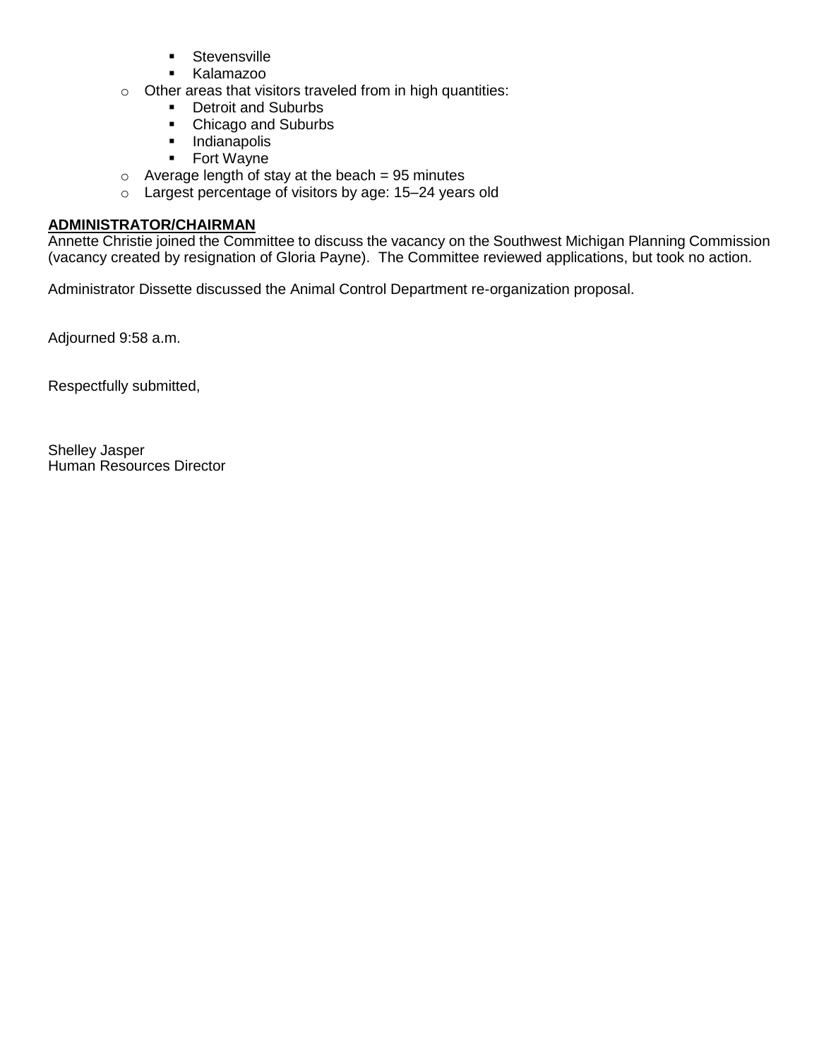- Stevensville
        - Kalamazoo
    - Other areas that visitors traveled from in high quantities:
        - Detroit and Suburbs
        - Chicago and Suburbs
        - Indianapolis
        - Fort Wayne
    - Average length of stay at the beach = 95 minutes
    - Largest percentage of visitors by age: 15–24 years old

**ADMINISTRATOR/CHAIRMAN**

Annette Christie joined the Committee to discuss the vacancy on the Southwest Michigan Planning Commission (vacancy created by resignation of Gloria Payne). The Committee reviewed applications, but took no action.

Administrator Dissette discussed the Animal Control Department re-organization proposal.

Adjourned 9:58 a.m.

Respectfully submitted,

Shelley Jasper
Human Resources Director